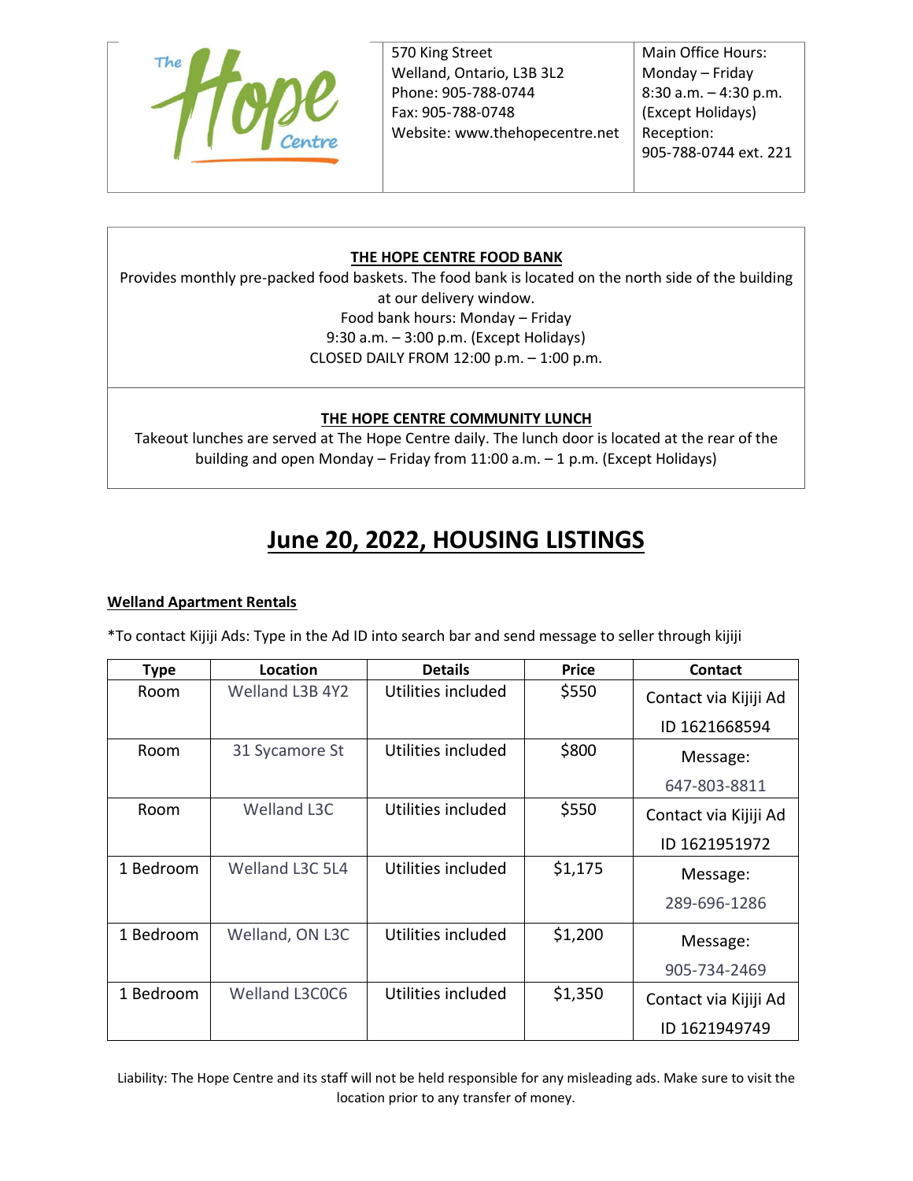The Hope Centre

570 King Street
Welland, Ontario, L3B 3L2
Phone: 905-788-0744
Fax: 905-788-0748
Website: www.thehopecentre.net

Main Office Hours:
Monday – Friday
8:30 a.m. – 4:30 p.m.
(Except Holidays)
Reception:
905-788-0744 ext. 221

**THE HOPE CENTRE FOOD BANK**

Provides monthly pre-packed food baskets. The food bank is located on the north side of the building at our delivery window.
Food bank hours: Monday – Friday
9:30 a.m. – 3:00 p.m. (Except Holidays)
CLOSED DAILY FROM 12:00 p.m. – 1:00 p.m.

**THE HOPE CENTRE COMMUNITY LUNCH**

Takeout lunches are served at The Hope Centre daily. The lunch door is located at the rear of the building and open Monday – Friday from 11:00 a.m. – 1 p.m. (Except Holidays)

# June 20, 2022, HOUSING LISTINGS

## Welland Apartment Rentals

*To contact Kijiji Ads: Type in the Ad ID into search bar and send message to seller through kijiji

| Type | Location | Details | Price | Contact |
|---|---|---|---|---|
| Room | Welland L3B 4Y2 | Utilities included | $550 | Contact via Kijiji Ad ID 1621668594 |
| Room | 31 Sycamore St | Utilities included | $800 | Message: 647-803-8811 |
| Room | Welland L3C | Utilities included | $550 | Contact via Kijiji Ad ID 1621951972 |
| 1 Bedroom | Welland L3C 5L4 | Utilities included | $1,175 | Message: 289-696-1286 |
| 1 Bedroom | Welland, ON L3C | Utilities included | $1,200 | Message: 905-734-2469 |
| 1 Bedroom | Welland L3C0C6 | Utilities included | $1,350 | Contact via Kijiji Ad ID 1621949749 |

Liability: The Hope Centre and its staff will not be held responsible for any misleading ads. Make sure to visit the location prior to any transfer of money.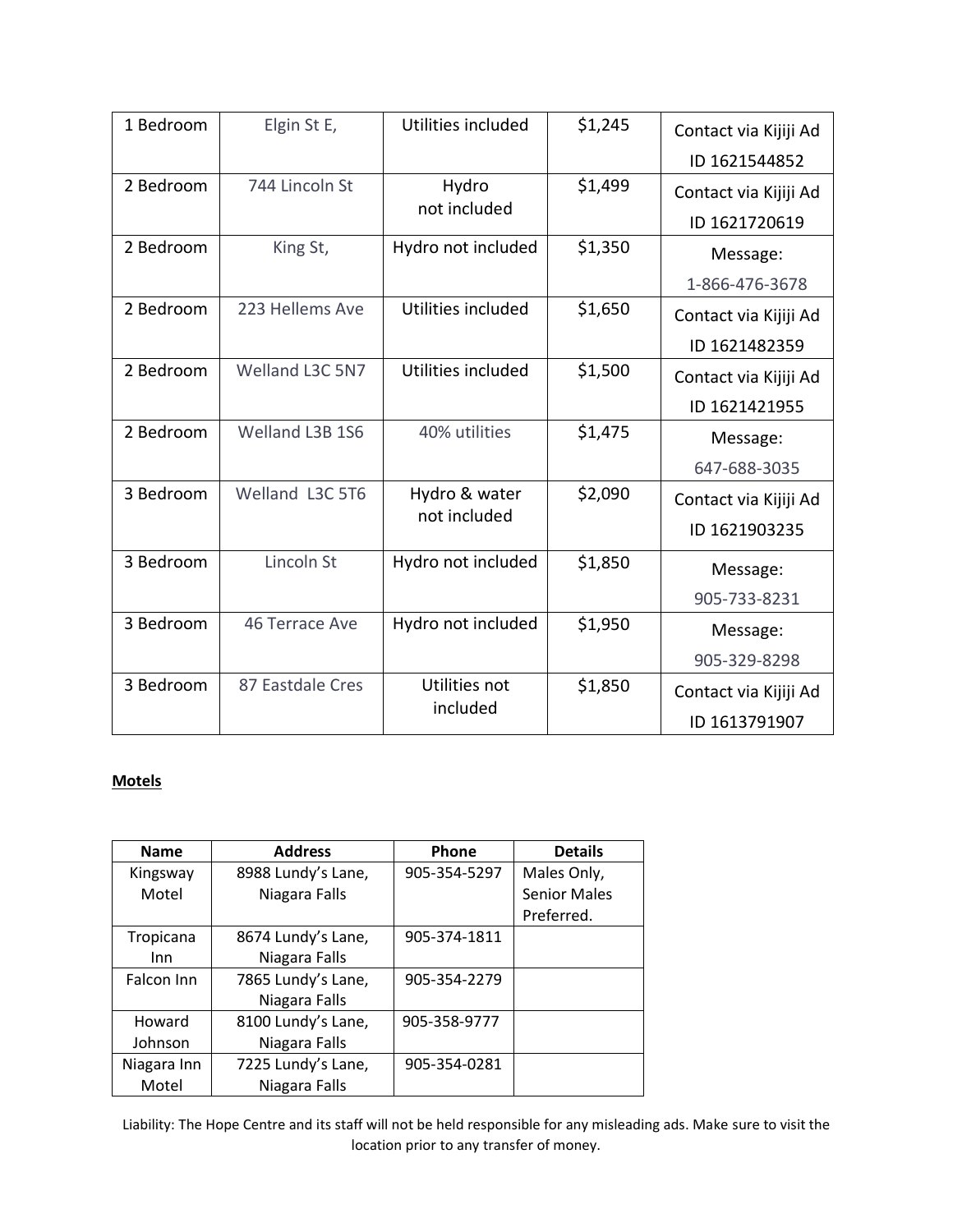| | | | | |
|---|---|---|---|---|
| 1 Bedroom | Elgin St E, | Utilities included | $1,245 | Contact via Kijiji Ad ID 1621544852 |
| 2 Bedroom | 744 Lincoln St | Hydro not included | $1,499 | Contact via Kijiji Ad ID 1621720619 |
| 2 Bedroom | King St, | Hydro not included | $1,350 | Message: 1-866-476-3678 |
| 2 Bedroom | 223 Hellems Ave | Utilities included | $1,650 | Contact via Kijiji Ad ID 1621482359 |
| 2 Bedroom | Welland L3C 5N7 | Utilities included | $1,500 | Contact via Kijiji Ad ID 1621421955 |
| 2 Bedroom | Welland L3B 1S6 | 40% utilities | $1,475 | Message: 647-688-3035 |
| 3 Bedroom | Welland L3C 5T6 | Hydro & water not included | $2,090 | Contact via Kijiji Ad ID 1621903235 |
| 3 Bedroom | Lincoln St | Hydro not included | $1,850 | Message: 905-733-8231 |
| 3 Bedroom | 46 Terrace Ave | Hydro not included | $1,950 | Message: 905-329-8298 |
| 3 Bedroom | 87 Eastdale Cres | Utilities not included | $1,850 | Contact via Kijiji Ad ID 1613791907 |

**Motels**

| Name | Address | Phone | Details |
|---|---|---|---|
| Kingsway Motel | 8988 Lundy's Lane, Niagara Falls | 905-354-5297 | Males Only, Senior Males Preferred. |
| Tropicana Inn | 8674 Lundy's Lane, Niagara Falls | 905-374-1811 | |
| Falcon Inn | 7865 Lundy's Lane, Niagara Falls | 905-354-2279 | |
| Howard Johnson | 8100 Lundy's Lane, Niagara Falls | 905-358-9777 | |
| Niagara Inn Motel | 7225 Lundy's Lane, Niagara Falls | 905-354-0281 | |

Liability: The Hope Centre and its staff will not be held responsible for any misleading ads. Make sure to visit the location prior to any transfer of money.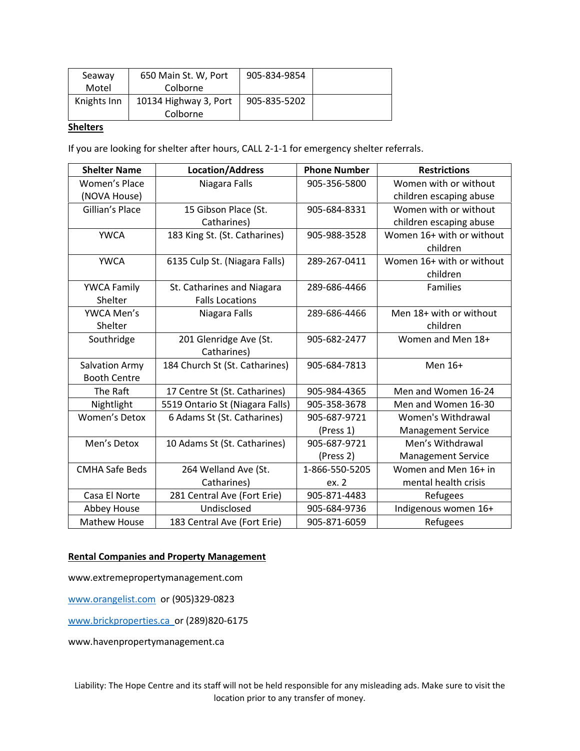| | | | |
|---|---|---|---|
| Seaway Motel | 650 Main St. W, Port Colborne | 905-834-9854 | |
| Knights Inn | 10134 Highway 3, Port Colborne | 905-835-5202 | |

**Shelters**

If you are looking for shelter after hours, CALL 2-1-1 for emergency shelter referrals.

| Shelter Name | Location/Address | Phone Number | Restrictions |
|---|---|---|---|
| Women's Place (NOVA House) | Niagara Falls | 905-356-5800 | Women with or without children escaping abuse |
| Gillian's Place | 15 Gibson Place (St. Catharines) | 905-684-8331 | Women with or without children escaping abuse |
| YWCA | 183 King St. (St. Catharines) | 905-988-3528 | Women 16+ with or without children |
| YWCA | 6135 Culp St. (Niagara Falls) | 289-267-0411 | Women 16+ with or without children |
| YWCA Family Shelter | St. Catharines and Niagara Falls Locations | 289-686-4466 | Families |
| YWCA Men's Shelter | Niagara Falls | 289-686-4466 | Men 18+ with or without children |
| Southridge | 201 Glenridge Ave (St. Catharines) | 905-682-2477 | Women and Men 18+ |
| Salvation Army Booth Centre | 184 Church St (St. Catharines) | 905-684-7813 | Men 16+ |
| The Raft | 17 Centre St (St. Catharines) | 905-984-4365 | Men and Women 16-24 |
| Nightlight | 5519 Ontario St (Niagara Falls) | 905-358-3678 | Men and Women 16-30 |
| Women's Detox | 6 Adams St (St. Catharines) | 905-687-9721 (Press 1) | Women's Withdrawal Management Service |
| Men's Detox | 10 Adams St (St. Catharines) | 905-687-9721 (Press 2) | Men's Withdrawal Management Service |
| CMHA Safe Beds | 264 Welland Ave (St. Catharines) | 1-866-550-5205 ex. 2 | Women and Men 16+ in mental health crisis |
| Casa El Norte | 281 Central Ave (Fort Erie) | 905-871-4483 | Refugees |
| Abbey House | Undisclosed | 905-684-9736 | Indigenous women 16+ |
| Mathew House | 183 Central Ave (Fort Erie) | 905-871-6059 | Refugees |

**Rental Companies and Property Management**

www.extremepropertymanagement.com

www.orangelist.com or (905)329-0823

www.brickproperties.ca or (289)820-6175

www.havenpropertymanagement.ca

Liability: The Hope Centre and its staff will not be held responsible for any misleading ads. Make sure to visit the location prior to any transfer of money.